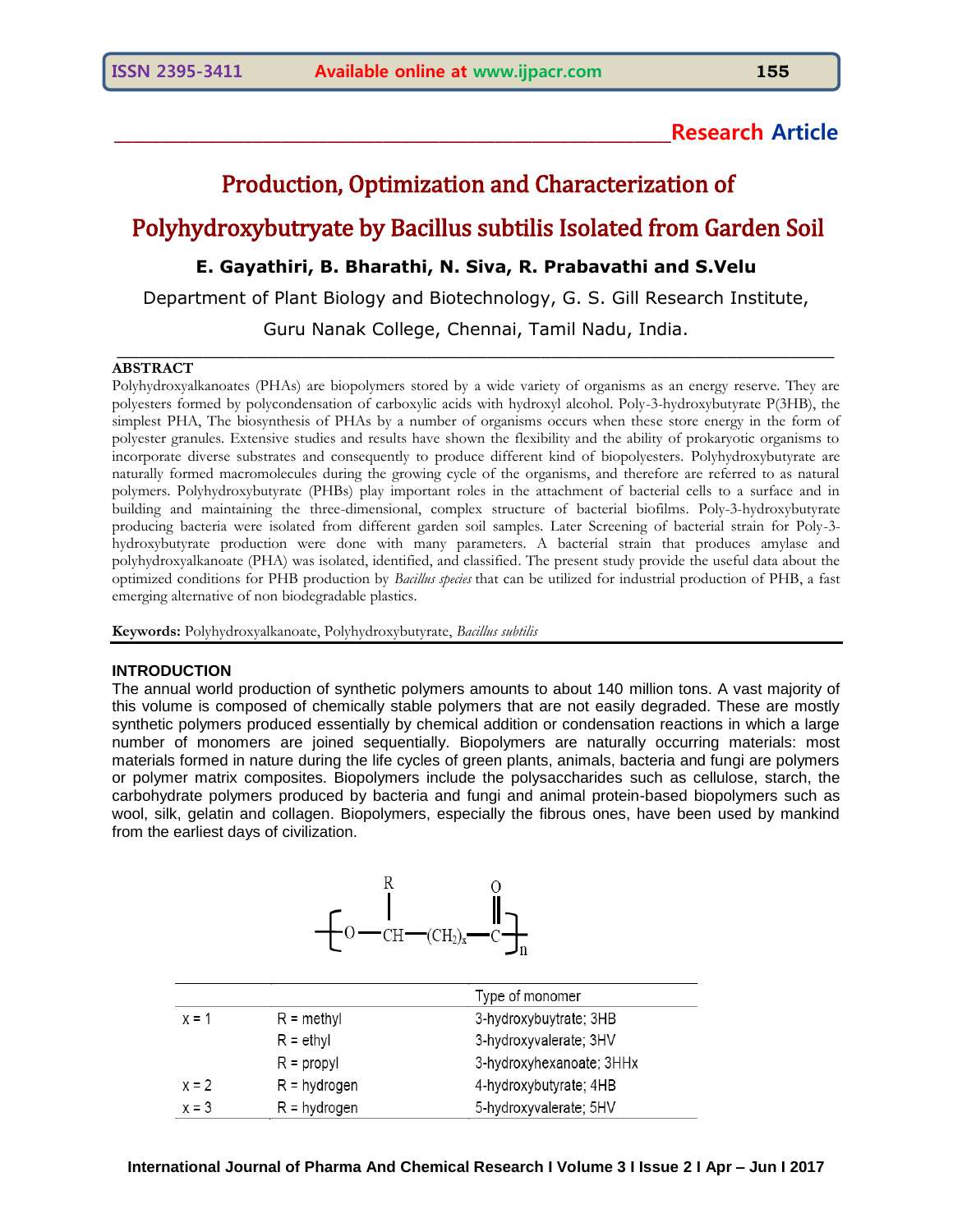Research Article

# Production, Optimization and Characterization of Polyhydroxybutryate by Bacillus subtilis Isolated from Garden Soil

**E. Gayathiri, B. Bharathi, N. Siva, R. Prabavathi and S.Velu**

Department of Plant Biology and Biotechnology, G. S. Gill Research Institute, Guru Nanak College, Chennai, Tamil Nadu, India.

## ABSTRACT

Polyhydroxyalkanoates (PHAs) are biopolymers stored by a wide variety of organisms as an energy reserve. They are polyesters formed by polycondensation of carboxylic acids with hydroxyl alcohol. Poly-3-hydroxybutyrate P(3HB), the simplest PHA, The biosynthesis of PHAs by a number of organisms occurs when these store energy in the form of polyester granules. Extensive studies and results have shown the flexibility and the ability of prokaryotic organisms to incorporate diverse substrates and consequently to produce different kind of biopolyesters. Polyhydroxybutyrate are naturally formed macromolecules during the growing cycle of the organisms, and therefore are referred to as natural polymers. Polyhydroxybutyrate (PHBs) play important roles in the attachment of bacterial cells to a surface and in building and maintaining the three-dimensional, complex structure of bacterial biofilms. Poly-3-hydroxybutyrate producing bacteria were isolated from different garden soil samples. Later Screening of bacterial strain for Poly-3-hydroxybutyrate production were done with many parameters. A bacterial strain that produces amylase and polyhydroxyalkanoate (PHA) was isolated, identified, and classified. The present study provide the useful data about the optimized conditions for PHB production by *Bacillus species* that can be utilized for industrial production of PHB, a fast emerging alternative of non biodegradable plastics.

**Keywords:** Polyhydroxyalkanoate, Polyhydroxybutyrate, *Bacillus subtilis*

## INTRODUCTION

The annual world production of synthetic polymers amounts to about 140 million tons. A vast majority of this volume is composed of chemically stable polymers that are not easily degraded. These are mostly synthetic polymers produced essentially by chemical addition or condensation reactions in which a large number of monomers are joined sequentially. Biopolymers are naturally occurring materials: most materials formed in nature during the life cycles of green plants, animals, bacteria and fungi are polymers or polymer matrix composites. Biopolymers include the polysaccharides such as cellulose, starch, the carbohydrate polymers produced by bacteria and fungi and animal protein-based biopolymers such as wool, silk, gelatin and collagen. Biopolymers, especially the fibrous ones, have been used by mankind from the earliest days of civilization.

$$\left[ O - \underset{R}{CH} - (CH_2)_x - \overset{O}{\overset{\|}{C}} \right]_n$$

| | | Type of monomer |
|---|---|---|
| x = 1 | R = methyl | 3-hydroxybuytrate; 3HB |
| | R = ethyl | 3-hydroxyvalerate; 3HV |
| | R = propyl | 3-hydroxyhexanoate; 3HHx |
| x = 2 | R = hydrogen | 4-hydroxybutyrate; 4HB |
| x = 3 | R = hydrogen | 5-hydroxyvalerate; 5HV |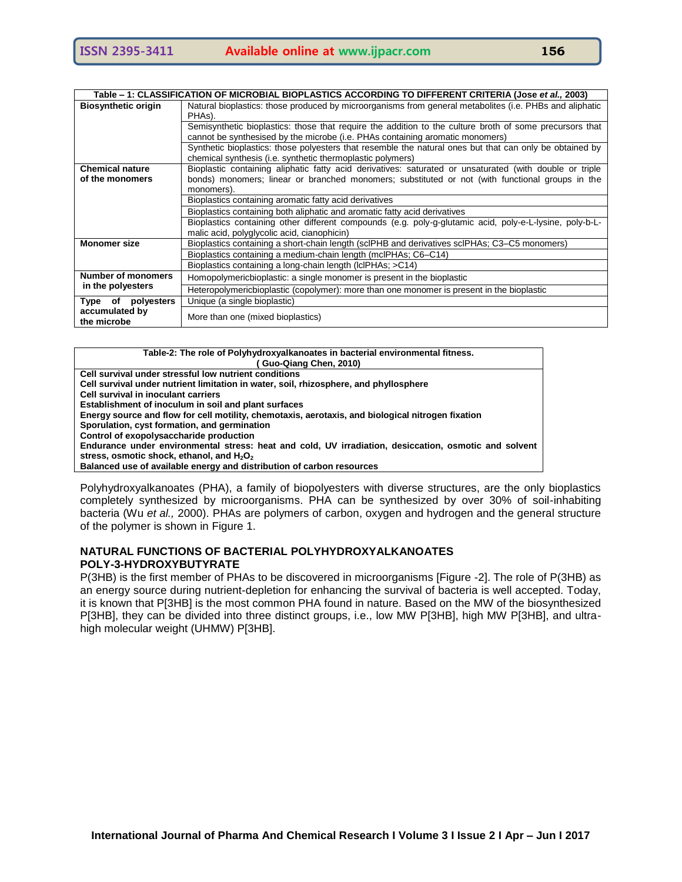| Table – 1: CLASSIFICATION OF MICROBIAL BIOPLASTICS ACCORDING TO DIFFERENT CRITERIA (Jose *et al.,* 2003) | |
|---|---|
| **Biosynthetic origin** | Natural bioplastics: those produced by microorganisms from general metabolites (i.e. PHBs and aliphatic PHAs). |
| | Semisynthetic bioplastics: those that require the addition to the culture broth of some precursors that cannot be synthesised by the microbe (i.e. PHAs containing aromatic monomers) |
| | Synthetic bioplastics: those polyesters that resemble the natural ones but that can only be obtained by chemical synthesis (i.e. synthetic thermoplastic polymers) |
| **Chemical nature of the monomers** | Bioplastic containing aliphatic fatty acid derivatives: saturated or unsaturated (with double or triple bonds) monomers; linear or branched monomers; substituted or not (with functional groups in the monomers). |
| | Bioplastics containing aromatic fatty acid derivatives |
| | Bioplastics containing both aliphatic and aromatic fatty acid derivatives |
| | Bioplastics containing other different compounds (e.g. poly-g-glutamic acid, poly-e-L-lysine, poly-b-L-malic acid, polyglycolic acid, cianophicin) |
| **Monomer size** | Bioplastics containing a short-chain length (sclPHB and derivatives sclPHAs; C3–C5 monomers) |
| | Bioplastics containing a medium-chain length (mclPHAs; C6–C14) |
| | Bioplastics containing a long-chain length (lclPHAs; >C14) |
| **Number of monomers in the polyesters** | Homopolymericbioplastic: a single monomer is present in the bioplastic |
| | Heteropolymericbioplastic (copolymer): more than one monomer is present in the bioplastic |
| **Type of polyesters accumulated by the microbe** | Unique (a single bioplastic) |
| | More than one (mixed bioplastics) |

| Table-2: The role of Polyhydroxyalkanoates in bacterial environmental fitness. ( Guo-Qiang Chen, 2010) |
|---|
| **Cell survival under stressful low nutrient conditions** |
| **Cell survival under nutrient limitation in water, soil, rhizosphere, and phyllosphere** |
| **Cell survival in inoculant carriers** |
| **Establishment of inoculum in soil and plant surfaces** |
| **Energy source and flow for cell motility, chemotaxis, aerotaxis, and biological nitrogen fixation** |
| **Sporulation, cyst formation, and germination** |
| **Control of exopolysaccharide production** |
| **Endurance under environmental stress: heat and cold, UV irradiation, desiccation, osmotic and solvent stress, osmotic shock, ethanol, and $H_2O_2$** |
| **Balanced use of available energy and distribution of carbon resources** |

Polyhydroxyalkanoates (PHA), a family of biopolyesters with diverse structures, are the only bioplastics completely synthesized by microorganisms. PHA can be synthesized by over 30% of soil-inhabiting bacteria (Wu *et al.,* 2000). PHAs are polymers of carbon, oxygen and hydrogen and the general structure of the polymer is shown in Figure 1.

## NATURAL FUNCTIONS OF BACTERIAL POLYHYDROXYALKANOATES

### POLY-3-HYDROXYBUTYRATE

P(3HB) is the first member of PHAs to be discovered in microorganisms [Figure -2]. The role of P(3HB) as an energy source during nutrient-depletion for enhancing the survival of bacteria is well accepted. Today, it is known that P[3HB] is the most common PHA found in nature. Based on the MW of the biosynthesized P[3HB], they can be divided into three distinct groups, i.e., low MW P[3HB], high MW P[3HB], and ultra-high molecular weight (UHMW) P[3HB].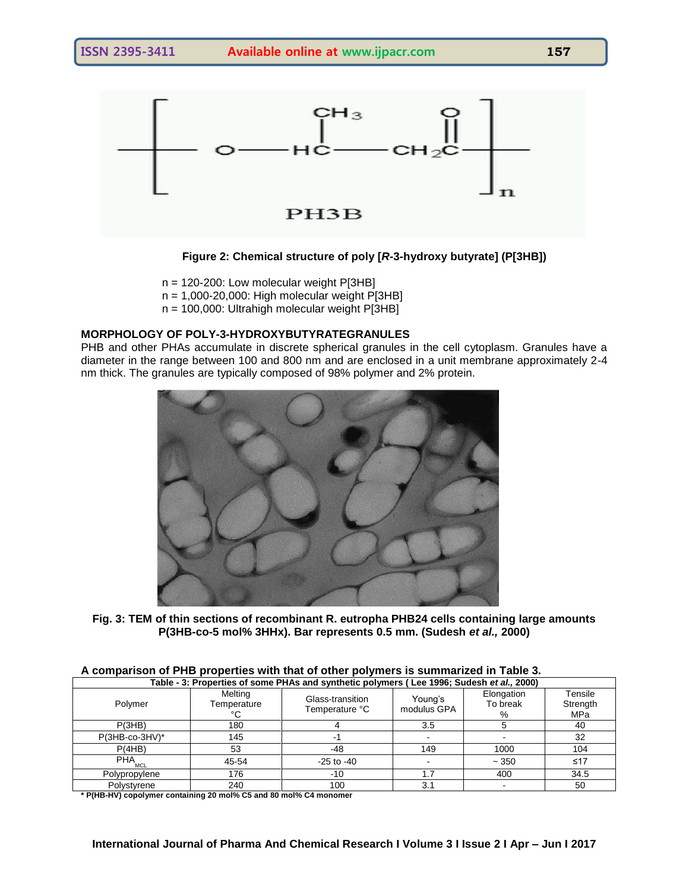Figure 2: Chemical structure of poly [*R*-3-hydroxy butyrate] (P[3HB])

n = 120-200: Low molecular weight P[3HB]
n = 1,000-20,000: High molecular weight P[3HB]
n = 100,000: Ultrahigh molecular weight P[3HB]

## MORPHOLOGY OF POLY-3-HYDROXYBUTYRATEGRANULES

PHB and other PHAs accumulate in discrete spherical granules in the cell cytoplasm. Granules have a diameter in the range between 100 and 800 nm and are enclosed in a unit membrane approximately 2-4 nm thick. The granules are typically composed of 98% polymer and 2% protein.

**Fig. 3: TEM of thin sections of recombinant R. eutropha PHB24 cells containing large amounts P(3HB-co-5 mol% 3HHx). Bar represents 0.5 mm. (Sudesh *et al.,* 2000)**

**A comparison of PHB properties with that of other polymers is summarized in Table 3.**

**Table - 3: Properties of some PHAs and synthetic polymers ( Lee 1996; Sudesh *et al.,* 2000)**

| Polymer | Melting Temperature °C | Glass-transition Temperature °C | Young's modulus GPA | Elongation To break % | Tensile Strength MPa |
|---|---|---|---|---|---|
| P(3HB) | 180 | 4 | 3.5 | 5 | 40 |
| P(3HB-co-3HV)* | 145 | -1 | - | - | 32 |
| P(4HB) | 53 | -48 | 149 | 1000 | 104 |
| $PHA_{MCL}$ | 45-54 | -25 to -40 | - | ~ 350 | ≤17 |
| Polypropylene | 176 | -10 | 1.7 | 400 | 34.5 |
| Polystyrene | 240 | 100 | 3.1 | - | 50 |

**\* P(HB-HV) copolymer containing 20 mol% C5 and 80 mol% C4 monomer**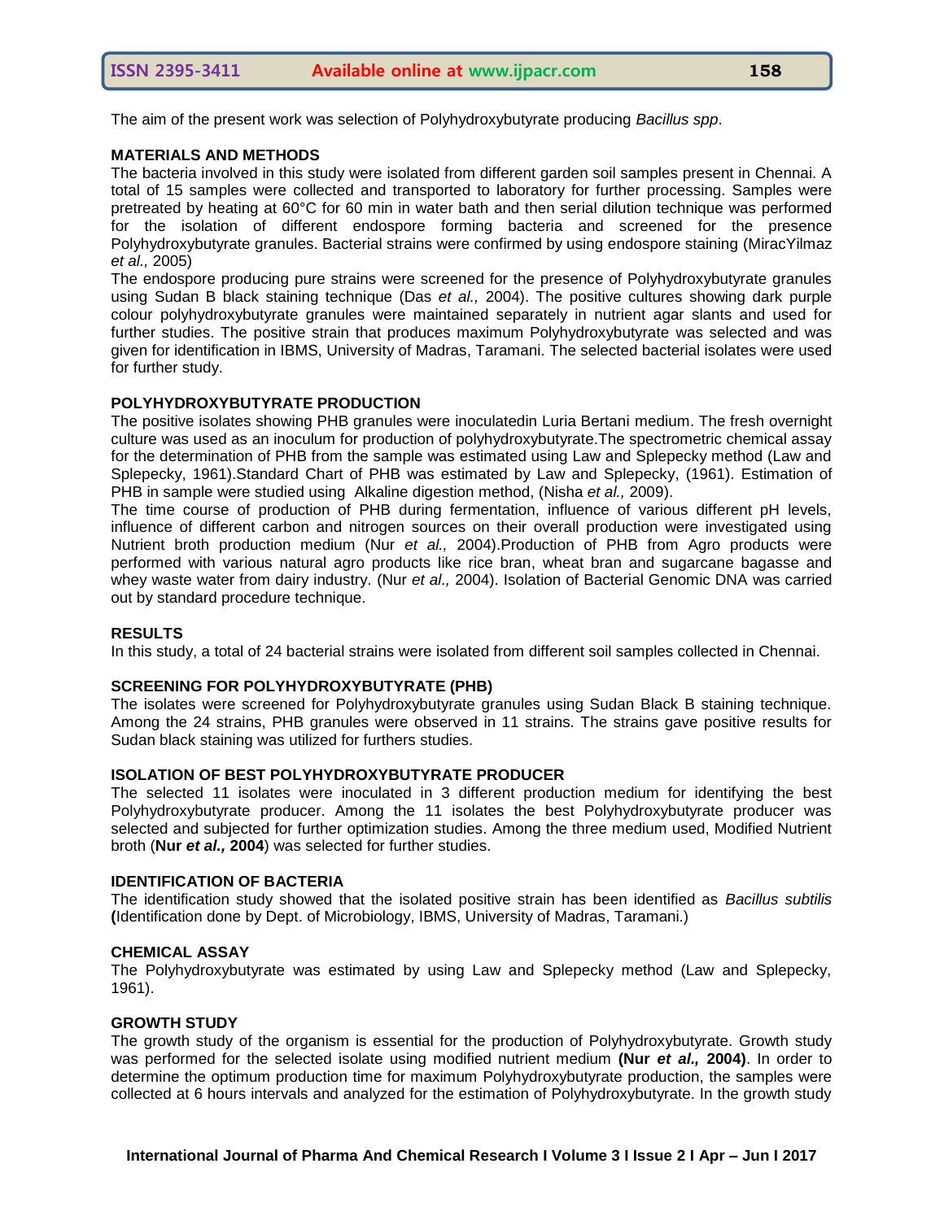The aim of the present work was selection of Polyhydroxybutyrate producing *Bacillus spp*.

## MATERIALS AND METHODS

The bacteria involved in this study were isolated from different garden soil samples present in Chennai. A total of 15 samples were collected and transported to laboratory for further processing. Samples were pretreated by heating at 60°C for 60 min in water bath and then serial dilution technique was performed for the isolation of different endospore forming bacteria and screened for the presence Polyhydroxybutyrate granules. Bacterial strains were confirmed by using endospore staining (MiracYilmaz *et al.,* 2005)

The endospore producing pure strains were screened for the presence of Polyhydroxybutyrate granules using Sudan B black staining technique (Das *et al.,* 2004). The positive cultures showing dark purple colour polyhydroxybutyrate granules were maintained separately in nutrient agar slants and used for further studies. The positive strain that produces maximum Polyhydroxybutyrate was selected and was given for identification in IBMS, University of Madras, Taramani. The selected bacterial isolates were used for further study.

## POLYHYDROXYBUTYRATE PRODUCTION

The positive isolates showing PHB granules were inoculatedin Luria Bertani medium. The fresh overnight culture was used as an inoculum for production of polyhydroxybutyrate.The spectrometric chemical assay for the determination of PHB from the sample was estimated using Law and Splepecky method (Law and Splepecky, 1961).Standard Chart of PHB was estimated by Law and Splepecky, (1961). Estimation of PHB in sample were studied using Alkaline digestion method, (Nisha *et al.,* 2009).

The time course of production of PHB during fermentation, influence of various different pH levels, influence of different carbon and nitrogen sources on their overall production were investigated using Nutrient broth production medium (Nur *et al.,* 2004).Production of PHB from Agro products were performed with various natural agro products like rice bran, wheat bran and sugarcane bagasse and whey waste water from dairy industry. (Nur *et al.,* 2004). Isolation of Bacterial Genomic DNA was carried out by standard procedure technique.

## RESULTS

In this study, a total of 24 bacterial strains were isolated from different soil samples collected in Chennai.

## SCREENING FOR POLYHYDROXYBUTYRATE (PHB)

The isolates were screened for Polyhydroxybutyrate granules using Sudan Black B staining technique. Among the 24 strains, PHB granules were observed in 11 strains. The strains gave positive results for Sudan black staining was utilized for furthers studies.

## ISOLATION OF BEST POLYHYDROXYBUTYRATE PRODUCER

The selected 11 isolates were inoculated in 3 different production medium for identifying the best Polyhydroxybutyrate producer. Among the 11 isolates the best Polyhydroxybutyrate producer was selected and subjected for further optimization studies. Among the three medium used, Modified Nutrient broth (**Nur *et al.,* 2004**) was selected for further studies.

## IDENTIFICATION OF BACTERIA

The identification study showed that the isolated positive strain has been identified as *Bacillus subtilis* **(**Identification done by Dept. of Microbiology, IBMS, University of Madras, Taramani.)

## CHEMICAL ASSAY

The Polyhydroxybutyrate was estimated by using Law and Splepecky method (Law and Splepecky, 1961).

## GROWTH STUDY

The growth study of the organism is essential for the production of Polyhydroxybutyrate. Growth study was performed for the selected isolate using modified nutrient medium **(Nur *et al.,* 2004)**. In order to determine the optimum production time for maximum Polyhydroxybutyrate production, the samples were collected at 6 hours intervals and analyzed for the estimation of Polyhydroxybutyrate. In the growth study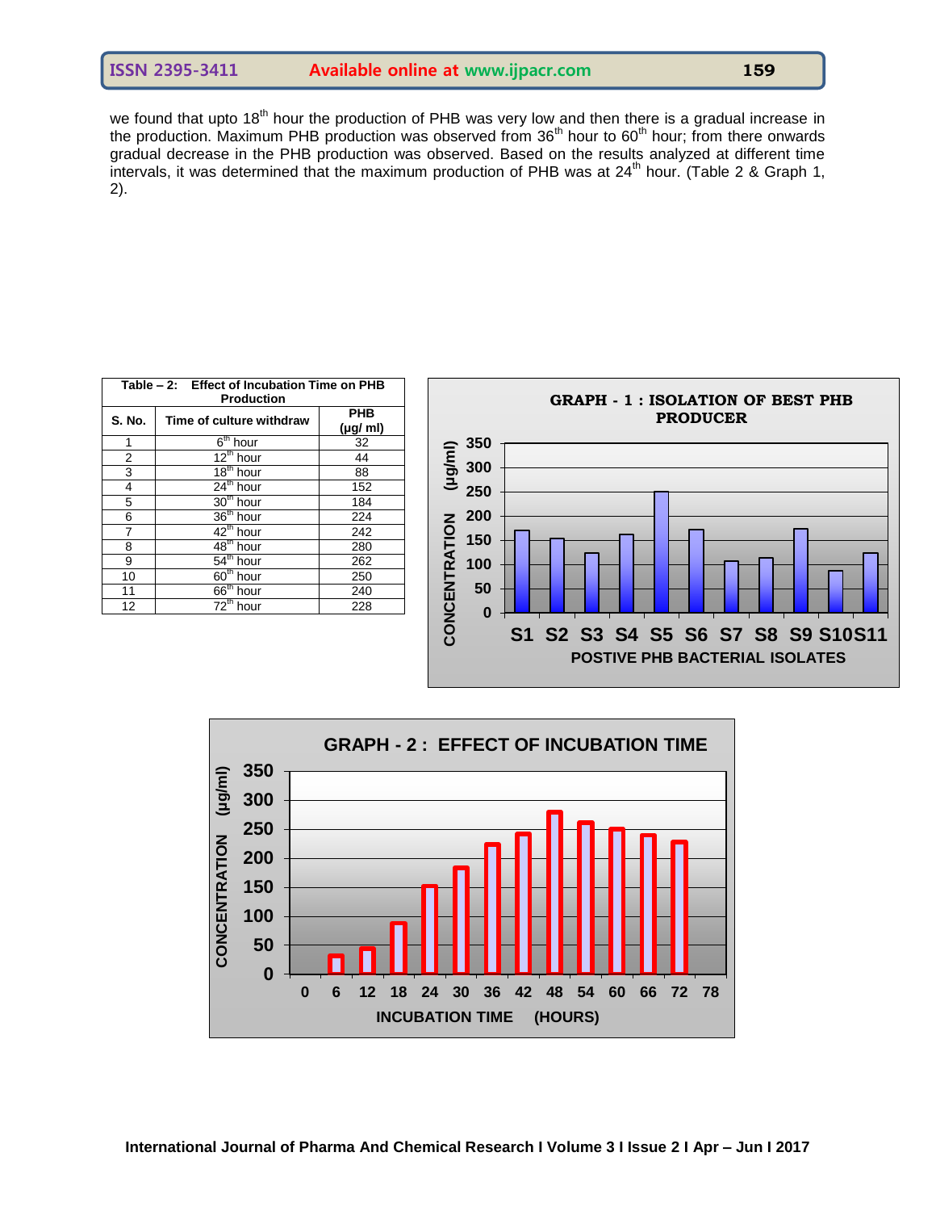we found that upto 18th hour the production of PHB was very low and then there is a gradual increase in the production. Maximum PHB production was observed from 36th hour to 60th hour; from there onwards gradual decrease in the PHB production was observed. Based on the results analyzed at different time intervals, it was determined that the maximum production of PHB was at 24th hour. (Table 2 & Graph 1, 2).

**Table – 2: Effect of Incubation Time on PHB Production**

| S. No. | Time of culture withdraw | PHB (µg/ ml) |
|---|---|---|
| 1 | 6th hour | 32 |
| 2 | 12th hour | 44 |
| 3 | 18th hour | 88 |
| 4 | 24th hour | 152 |
| 5 | 30th hour | 184 |
| 6 | 36th hour | 224 |
| 7 | 42th hour | 242 |
| 8 | 48th hour | 280 |
| 9 | 54th hour | 262 |
| 10 | 60th hour | 250 |
| 11 | 66th hour | 240 |
| 12 | 72th hour | 228 |

**GRAPH - 1 : ISOLATION OF BEST PHB PRODUCER**

**GRAPH - 2 : EFFECT OF INCUBATION TIME**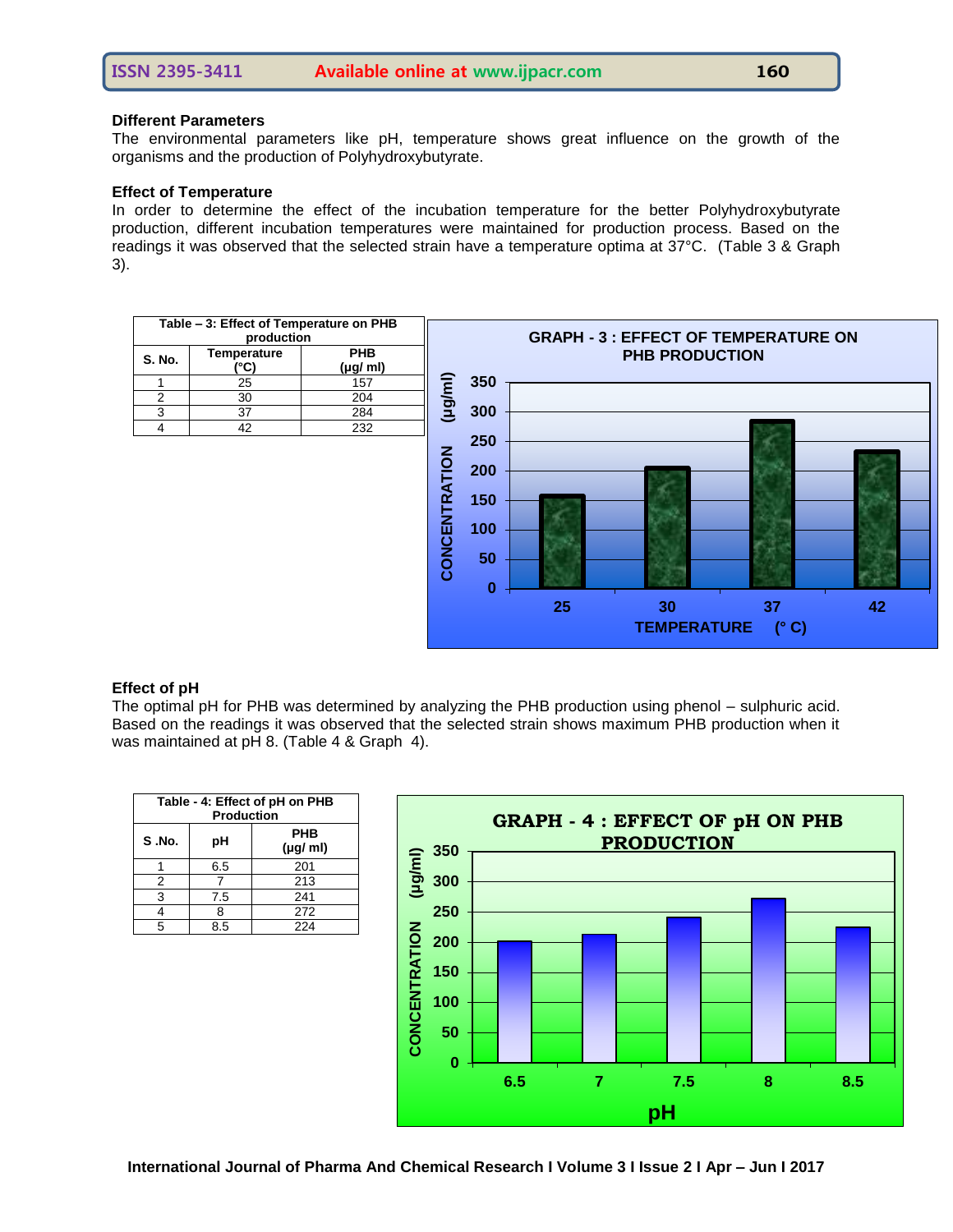### Different Parameters

The environmental parameters like pH, temperature shows great influence on the growth of the organisms and the production of Polyhydroxybutyrate.

### Effect of Temperature

In order to determine the effect of the incubation temperature for the better Polyhydroxybutyrate production, different incubation temperatures were maintained for production process. Based on the readings it was observed that the selected strain have a temperature optima at 37°C. (Table 3 & Graph 3).

**Table – 3: Effect of Temperature on PHB production**

| S. No. | Temperature (°C) | PHB (µg/ ml) |
|---|---|---|
| 1 | 25 | 157 |
| 2 | 30 | 204 |
| 3 | 37 | 284 |
| 4 | 42 | 232 |

**GRAPH - 3 : EFFECT OF TEMPERATURE ON PHB PRODUCTION**

### Effect of pH

The optimal pH for PHB was determined by analyzing the PHB production using phenol – sulphuric acid. Based on the readings it was observed that the selected strain shows maximum PHB production when it was maintained at pH 8. (Table 4 & Graph 4).

**Table - 4: Effect of pH on PHB Production**

| S .No. | pH | PHB (µg/ ml) |
|---|---|---|
| 1 | 6.5 | 201 |
| 2 | 7 | 213 |
| 3 | 7.5 | 241 |
| 4 | 8 | 272 |
| 5 | 8.5 | 224 |

**GRAPH - 4 : EFFECT OF pH ON PHB PRODUCTION**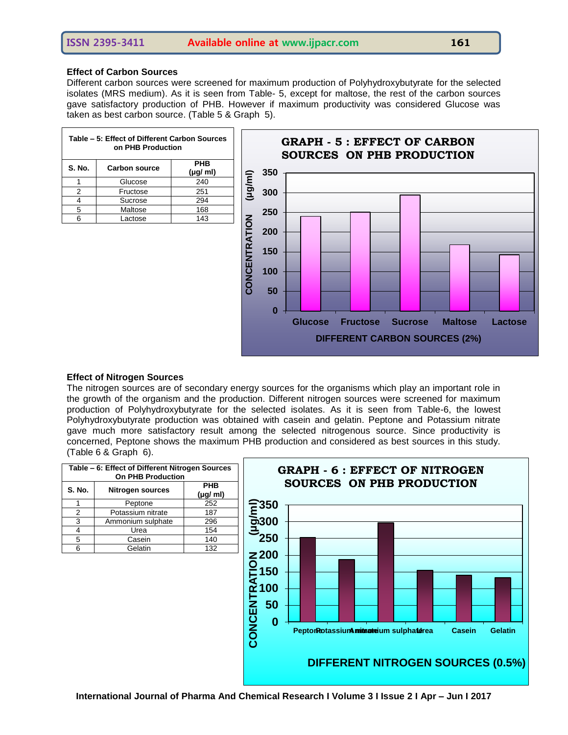### Effect of Carbon Sources

Different carbon sources were screened for maximum production of Polyhydroxybutyrate for the selected isolates (MRS medium). As it is seen from Table- 5, except for maltose, the rest of the carbon sources gave satisfactory production of PHB. However if maximum productivity was considered Glucose was taken as best carbon source. (Table 5 & Graph 5).

**Table – 5: Effect of Different Carbon Sources on PHB Production**

| S. No. | Carbon source | PHB (μg/ ml) |
|---|---|---|
| 1 | Glucose | 240 |
| 2 | Fructose | 251 |
| 4 | Sucrose | 294 |
| 5 | Maltose | 168 |
| 6 | Lactose | 143 |

**GRAPH - 5 : EFFECT OF CARBON SOURCES ON PHB PRODUCTION**

### Effect of Nitrogen Sources

The nitrogen sources are of secondary energy sources for the organisms which play an important role in the growth of the organism and the production. Different nitrogen sources were screened for maximum production of Polyhydroxybutyrate for the selected isolates. As it is seen from Table-6, the lowest Polyhydroxybutyrate production was obtained with casein and gelatin. Peptone and Potassium nitrate gave much more satisfactory result among the selected nitrogenous source. Since productivity is concerned, Peptone shows the maximum PHB production and considered as best sources in this study. (Table 6 & Graph 6).

**Table – 6: Effect of Different Nitrogen Sources On PHB Production**

| S. No. | Nitrogen sources | PHB (μg/ ml) |
|---|---|---|
| 1 | Peptone | 252 |
| 2 | Potassium nitrate | 187 |
| 3 | Ammonium sulphate | 296 |
| 4 | Urea | 154 |
| 5 | Casein | 140 |
| 6 | Gelatin | 132 |

**GRAPH - 6 : EFFECT OF NITROGEN SOURCES ON PHB PRODUCTION**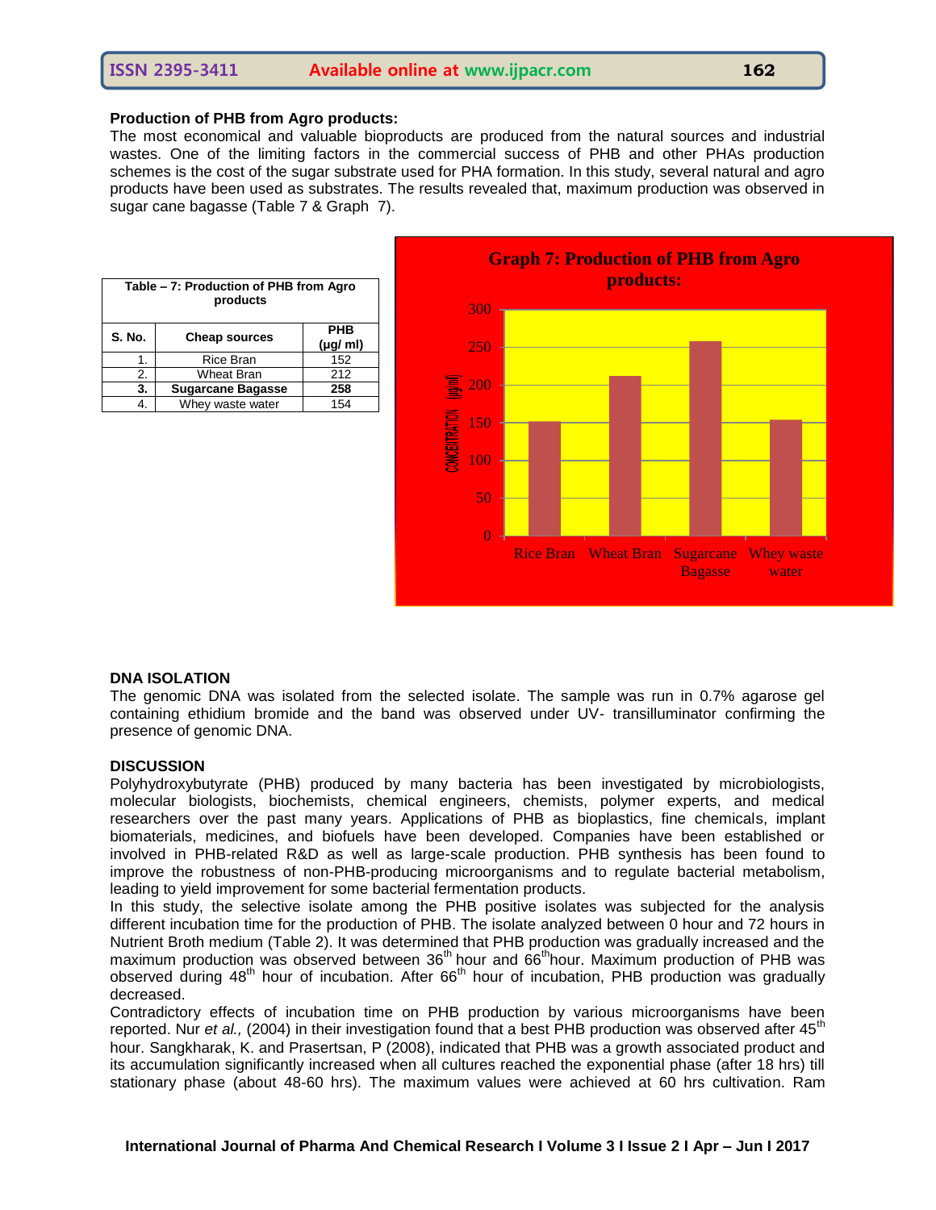**Production of PHB from Agro products:**

The most economical and valuable bioproducts are produced from the natural sources and industrial wastes. One of the limiting factors in the commercial success of PHB and other PHAs production schemes is the cost of the sugar substrate used for PHA formation. In this study, several natural and agro products have been used as substrates. The results revealed that, maximum production was observed in sugar cane bagasse (Table 7 & Graph 7).

**Table – 7: Production of PHB from Agro products**

| S. No. | Cheap sources | PHB (µg/ ml) |
|---|---|---|
| 1. | Rice Bran | 152 |
| 2. | Wheat Bran | 212 |
| **3.** | **Sugarcane Bagasse** | **258** |
| 4. | Whey waste water | 154 |

**Graph 7: Production of PHB from Agro products:**

**DNA ISOLATION**

The genomic DNA was isolated from the selected isolate. The sample was run in 0.7% agarose gel containing ethidium bromide and the band was observed under UV- transilluminator confirming the presence of genomic DNA.

**DISCUSSION**

Polyhydroxybutyrate (PHB) produced by many bacteria has been investigated by microbiologists, molecular biologists, biochemists, chemical engineers, chemists, polymer experts, and medical researchers over the past many years. Applications of PHB as bioplastics, fine chemicals, implant biomaterials, medicines, and biofuels have been developed. Companies have been established or involved in PHB-related R&D as well as large-scale production. PHB synthesis has been found to improve the robustness of non-PHB-producing microorganisms and to regulate bacterial metabolism, leading to yield improvement for some bacterial fermentation products.

In this study, the selective isolate among the PHB positive isolates was subjected for the analysis different incubation time for the production of PHB. The isolate analyzed between 0 hour and 72 hours in Nutrient Broth medium (Table 2). It was determined that PHB production was gradually increased and the maximum production was observed between 36$^{th}$ hour and 66$^{th}$hour. Maximum production of PHB was observed during 48$^{th}$ hour of incubation. After 66$^{th}$ hour of incubation, PHB production was gradually decreased.

Contradictory effects of incubation time on PHB production by various microorganisms have been reported. Nur *et al.,* (2004) in their investigation found that a best PHB production was observed after 45$^{th}$ hour. Sangkharak, K. and Prasertsan, P (2008), indicated that PHB was a growth associated product and its accumulation significantly increased when all cultures reached the exponential phase (after 18 hrs) till stationary phase (about 48-60 hrs). The maximum values were achieved at 60 hrs cultivation. Ram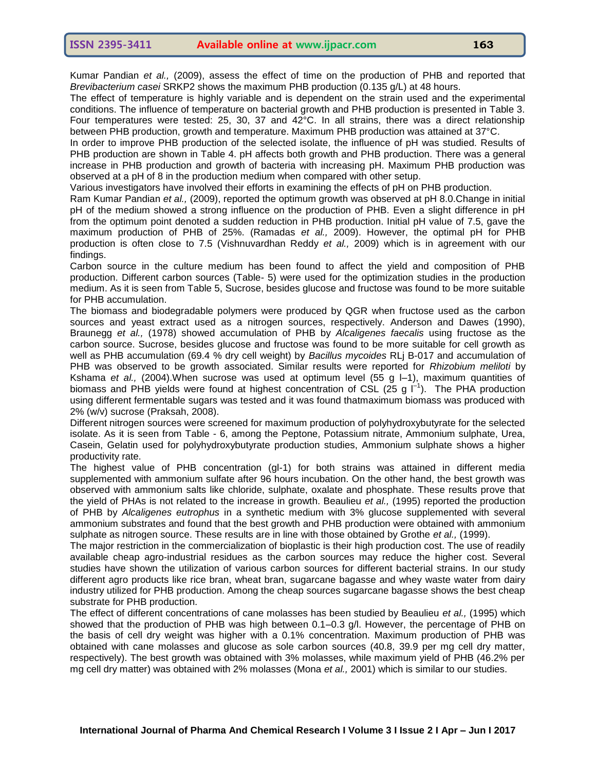Kumar Pandian *et al.,* (2009), assess the effect of time on the production of PHB and reported that *Brevibacterium casei* SRKP2 shows the maximum PHB production (0.135 g/L) at 48 hours.

The effect of temperature is highly variable and is dependent on the strain used and the experimental conditions. The influence of temperature on bacterial growth and PHB production is presented in Table 3. Four temperatures were tested: 25, 30, 37 and 42°C. In all strains, there was a direct relationship between PHB production, growth and temperature. Maximum PHB production was attained at 37°C.

In order to improve PHB production of the selected isolate, the influence of pH was studied. Results of PHB production are shown in Table 4. pH affects both growth and PHB production. There was a general increase in PHB production and growth of bacteria with increasing pH. Maximum PHB production was observed at a pH of 8 in the production medium when compared with other setup.

Various investigators have involved their efforts in examining the effects of pH on PHB production.

Ram Kumar Pandian *et al.,* (2009), reported the optimum growth was observed at pH 8.0.Change in initial pH of the medium showed a strong influence on the production of PHB. Even a slight difference in pH from the optimum point denoted a sudden reduction in PHB production. Initial pH value of 7.5, gave the maximum production of PHB of 25%. (Ramadas *et al.,* 2009). However, the optimal pH for PHB production is often close to 7.5 (Vishnuvardhan Reddy *et al.,* 2009) which is in agreement with our findings.

Carbon source in the culture medium has been found to affect the yield and composition of PHB production. Different carbon sources (Table- 5) were used for the optimization studies in the production medium. As it is seen from Table 5, Sucrose, besides glucose and fructose was found to be more suitable for PHB accumulation.

The biomass and biodegradable polymers were produced by QGR when fructose used as the carbon sources and yeast extract used as a nitrogen sources, respectively. Anderson and Dawes (1990), Braunegg *et al.,* (1978) showed accumulation of PHB by *Alcaligenes faecalis* using fructose as the carbon source. Sucrose, besides glucose and fructose was found to be more suitable for cell growth as well as PHB accumulation (69.4 % dry cell weight) by *Bacillus mycoides* RLj B-017 and accumulation of PHB was observed to be growth associated. Similar results were reported for *Rhizobium meliloti* by Kshama *et al.,* (2004).When sucrose was used at optimum level (55 g l–1), maximum quantities of biomass and PHB yields were found at highest concentration of CSL (25 g $l^{-1}$). The PHA production using different fermentable sugars was tested and it was found thatmaximum biomass was produced with 2% (w/v) sucrose (Praksah, 2008).

Different nitrogen sources were screened for maximum production of polyhydroxybutyrate for the selected isolate. As it is seen from Table - 6, among the Peptone, Potassium nitrate, Ammonium sulphate, Urea, Casein, Gelatin used for polyhydroxybutyrate production studies, Ammonium sulphate shows a higher productivity rate.

The highest value of PHB concentration (gl-1) for both strains was attained in different media supplemented with ammonium sulfate after 96 hours incubation. On the other hand, the best growth was observed with ammonium salts like chloride, sulphate, oxalate and phosphate. These results prove that the yield of PHAs is not related to the increase in growth. Beaulieu *et al.,* (1995) reported the production of PHB by *Alcaligenes eutrophus* in a synthetic medium with 3% glucose supplemented with several ammonium substrates and found that the best growth and PHB production were obtained with ammonium sulphate as nitrogen source. These results are in line with those obtained by Grothe *et al.,* (1999).

The major restriction in the commercialization of bioplastic is their high production cost. The use of readily available cheap agro-industrial residues as the carbon sources may reduce the higher cost. Several studies have shown the utilization of various carbon sources for different bacterial strains. In our study different agro products like rice bran, wheat bran, sugarcane bagasse and whey waste water from dairy industry utilized for PHB production. Among the cheap sources sugarcane bagasse shows the best cheap substrate for PHB production.

The effect of different concentrations of cane molasses has been studied by Beaulieu *et al.,* (1995) which showed that the production of PHB was high between 0.1–0.3 g/l. However, the percentage of PHB on the basis of cell dry weight was higher with a 0.1% concentration. Maximum production of PHB was obtained with cane molasses and glucose as sole carbon sources (40.8, 39.9 per mg cell dry matter, respectively). The best growth was obtained with 3% molasses, while maximum yield of PHB (46.2% per mg cell dry matter) was obtained with 2% molasses (Mona *et al.,* 2001) which is similar to our studies.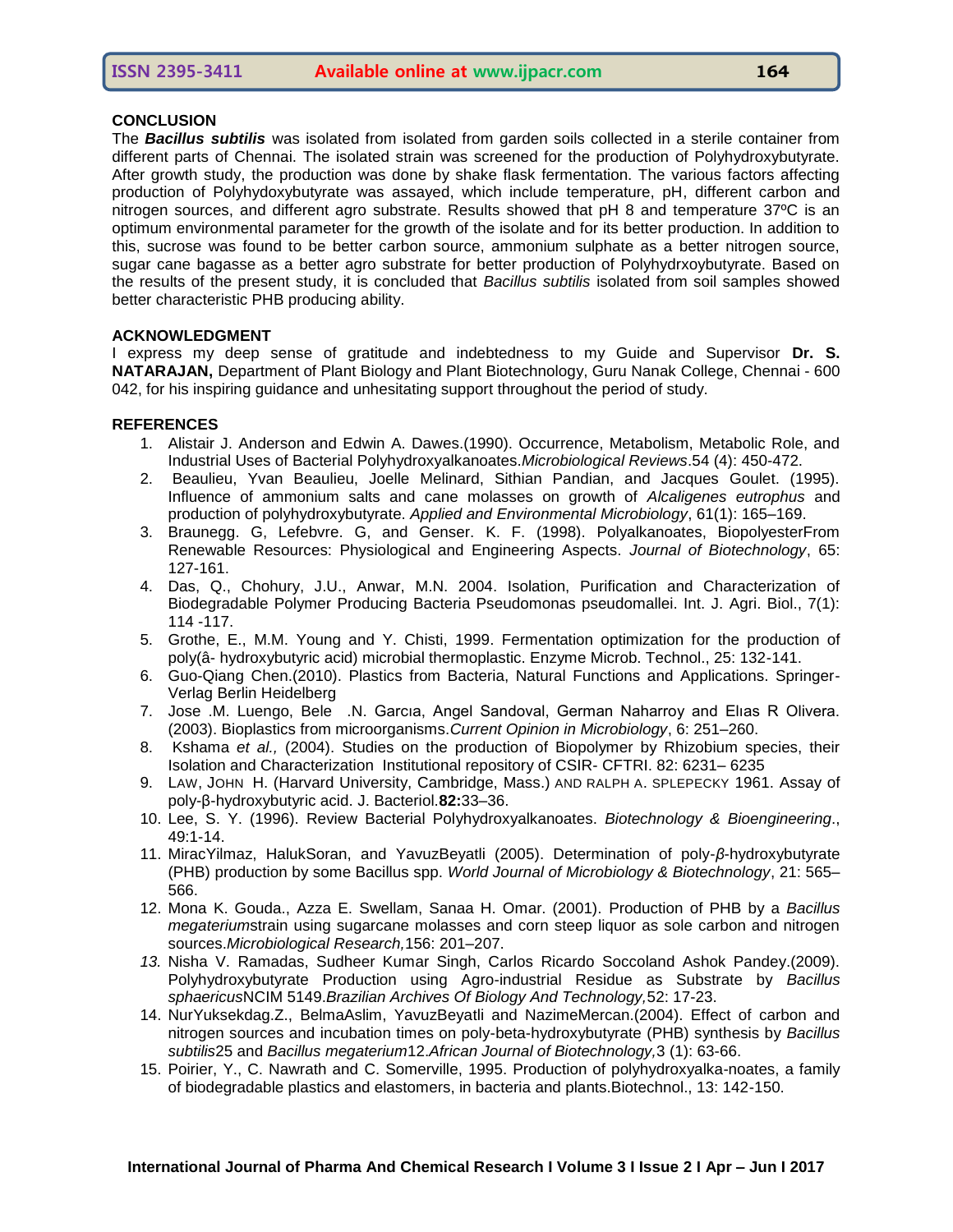## CONCLUSION

The ***Bacillus subtilis*** was isolated from isolated from garden soils collected in a sterile container from different parts of Chennai. The isolated strain was screened for the production of Polyhydroxybutyrate. After growth study, the production was done by shake flask fermentation. The various factors affecting production of Polyhydoxybutyrate was assayed, which include temperature, pH, different carbon and nitrogen sources, and different agro substrate. Results showed that pH 8 and temperature 37ºC is an optimum environmental parameter for the growth of the isolate and for its better production. In addition to this, sucrose was found to be better carbon source, ammonium sulphate as a better nitrogen source, sugar cane bagasse as a better agro substrate for better production of Polyhydrxoybutyrate. Based on the results of the present study, it is concluded that *Bacillus subtilis* isolated from soil samples showed better characteristic PHB producing ability.

## ACKNOWLEDGMENT

I express my deep sense of gratitude and indebtedness to my Guide and Supervisor **Dr. S. NATARAJAN,** Department of Plant Biology and Plant Biotechnology, Guru Nanak College, Chennai - 600 042, for his inspiring guidance and unhesitating support throughout the period of study.

## REFERENCES

1. Alistair J. Anderson and Edwin A. Dawes.(1990). Occurrence, Metabolism, Metabolic Role, and Industrial Uses of Bacterial Polyhydroxyalkanoates.*Microbiological Reviews*.54 (4): 450-472.
2. Beaulieu, Yvan Beaulieu, Joelle Melinard, Sithian Pandian, and Jacques Goulet. (1995). Influence of ammonium salts and cane molasses on growth of *Alcaligenes eutrophus* and production of polyhydroxybutyrate. *Applied and Environmental Microbiology*, 61(1): 165–169.
3. Braunegg. G, Lefebvre. G, and Genser. K. F. (1998). Polyalkanoates, BiopolyesterFrom Renewable Resources: Physiological and Engineering Aspects. *Journal of Biotechnology*, 65: 127-161.
4. Das, Q., Chohury, J.U., Anwar, M.N. 2004. Isolation, Purification and Characterization of Biodegradable Polymer Producing Bacteria Pseudomonas pseudomallei. Int. J. Agri. Biol., 7(1): 114 -117.
5. Grothe, E., M.M. Young and Y. Chisti, 1999. Fermentation optimization for the production of poly(â- hydroxybutyric acid) microbial thermoplastic. Enzyme Microb. Technol., 25: 132-141.
6. Guo-Qiang Chen.(2010). Plastics from Bacteria, Natural Functions and Applications. Springer-Verlag Berlin Heidelberg
7. Jose .M. Luengo, Bele .N. Garcıa, Angel Sandoval, German Naharroy and Elıas R Olivera. (2003). Bioplastics from microorganisms.*Current Opinion in Microbiology*, 6: 251–260.
8. Kshama *et al.,* (2004). Studies on the production of Biopolymer by Rhizobium species, their Isolation and Characterization Institutional repository of CSIR- CFTRI. 82: 6231– 6235
9. LAW, JOHN H. (Harvard University, Cambridge, Mass.) AND RALPH A. SPLEPECKY 1961. Assay of poly-β-hydroxybutyric acid. J. Bacteriol.**82:**33–36.
10. Lee, S. Y. (1996). Review Bacterial Polyhydroxyalkanoates. *Biotechnology & Bioengineering*., 49:1-14.
11. MiracYilmaz, HalukSoran, and YavuzBeyatli (2005). Determination of poly-*β*-hydroxybutyrate (PHB) production by some Bacillus spp. *World Journal of Microbiology & Biotechnology*, 21: 565–566.
12. Mona K. Gouda., Azza E. Swellam, Sanaa H. Omar. (2001). Production of PHB by a *Bacillus megaterium*strain using sugarcane molasses and corn steep liquor as sole carbon and nitrogen sources.*Microbiological Research,*156: 201–207.
13. Nisha V. Ramadas, Sudheer Kumar Singh, Carlos Ricardo Soccoland Ashok Pandey.(2009). Polyhydroxybutyrate Production using Agro-industrial Residue as Substrate by *Bacillus sphaericus*NCIM 5149.*Brazilian Archives Of Biology And Technology,*52: 17-23.
14. NurYuksekdag.Z., BelmaAslim, YavuzBeyatli and NazimeMercan.(2004). Effect of carbon and nitrogen sources and incubation times on poly-beta-hydroxybutyrate (PHB) synthesis by *Bacillus subtilis*25 and *Bacillus megaterium*12.*African Journal of Biotechnology,*3 (1): 63-66.
15. Poirier, Y., C. Nawrath and C. Somerville, 1995. Production of polyhydroxyalka-noates, a family of biodegradable plastics and elastomers, in bacteria and plants.Biotechnol., 13: 142-150.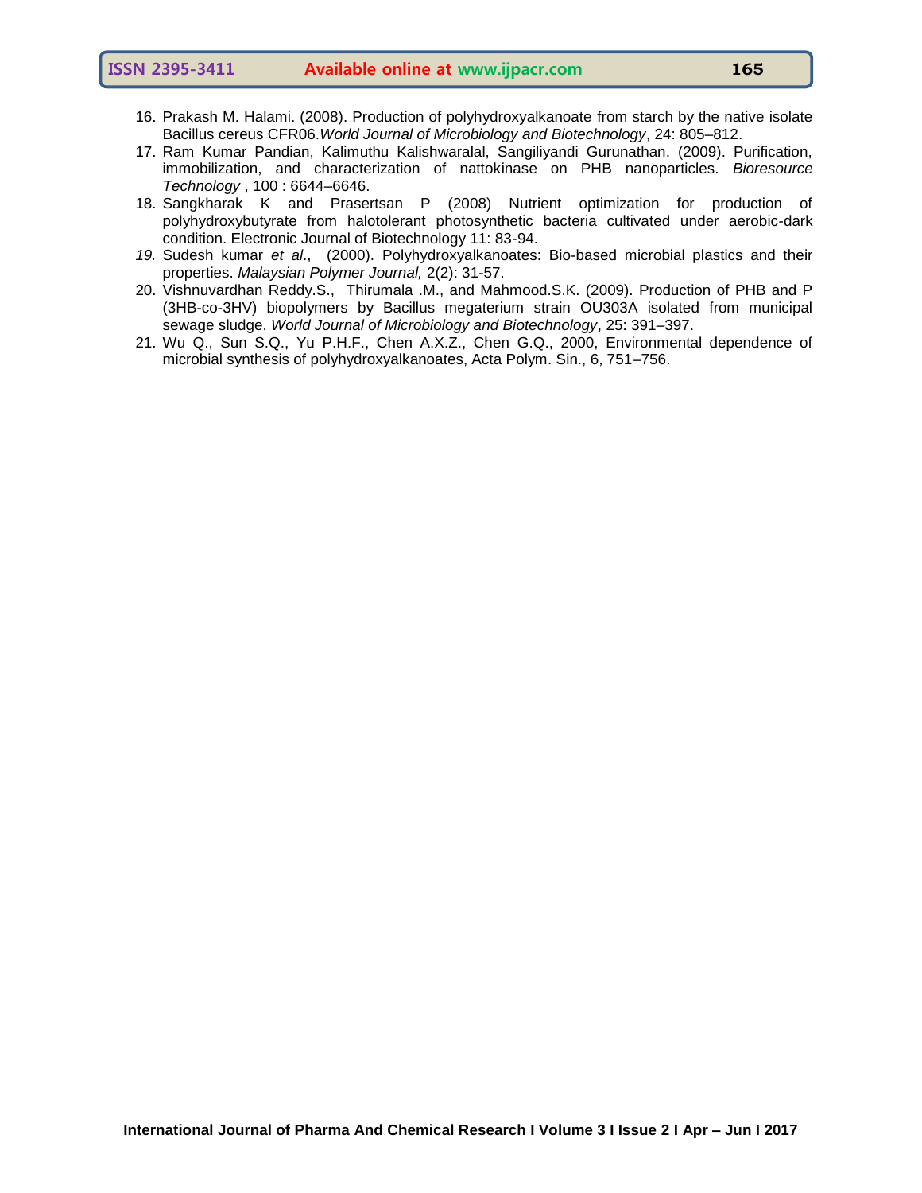16. Prakash M. Halami. (2008). Production of polyhydroxyalkanoate from starch by the native isolate Bacillus cereus CFR06.*World Journal of Microbiology and Biotechnology*, 24: 805–812.
17. Ram Kumar Pandian, Kalimuthu Kalishwaralal, Sangiliyandi Gurunathan. (2009). Purification, immobilization, and characterization of nattokinase on PHB nanoparticles. *Bioresource Technology* , 100 : 6644–6646.
18. Sangkharak K and Prasertsan P (2008) Nutrient optimization for production of polyhydroxybutyrate from halotolerant photosynthetic bacteria cultivated under aerobic-dark condition. Electronic Journal of Biotechnology 11: 83-94.
19. Sudesh kumar *et al*., (2000). Polyhydroxyalkanoates: Bio-based microbial plastics and their properties. *Malaysian Polymer Journal,* 2(2): 31-57.
20. Vishnuvardhan Reddy.S., Thirumala .M., and Mahmood.S.K. (2009). Production of PHB and P (3HB-co-3HV) biopolymers by Bacillus megaterium strain OU303A isolated from municipal sewage sludge. *World Journal of Microbiology and Biotechnology*, 25: 391–397.
21. Wu Q., Sun S.Q., Yu P.H.F., Chen A.X.Z., Chen G.Q., 2000, Environmental dependence of microbial synthesis of polyhydroxyalkanoates, Acta Polym. Sin., 6, 751–756.